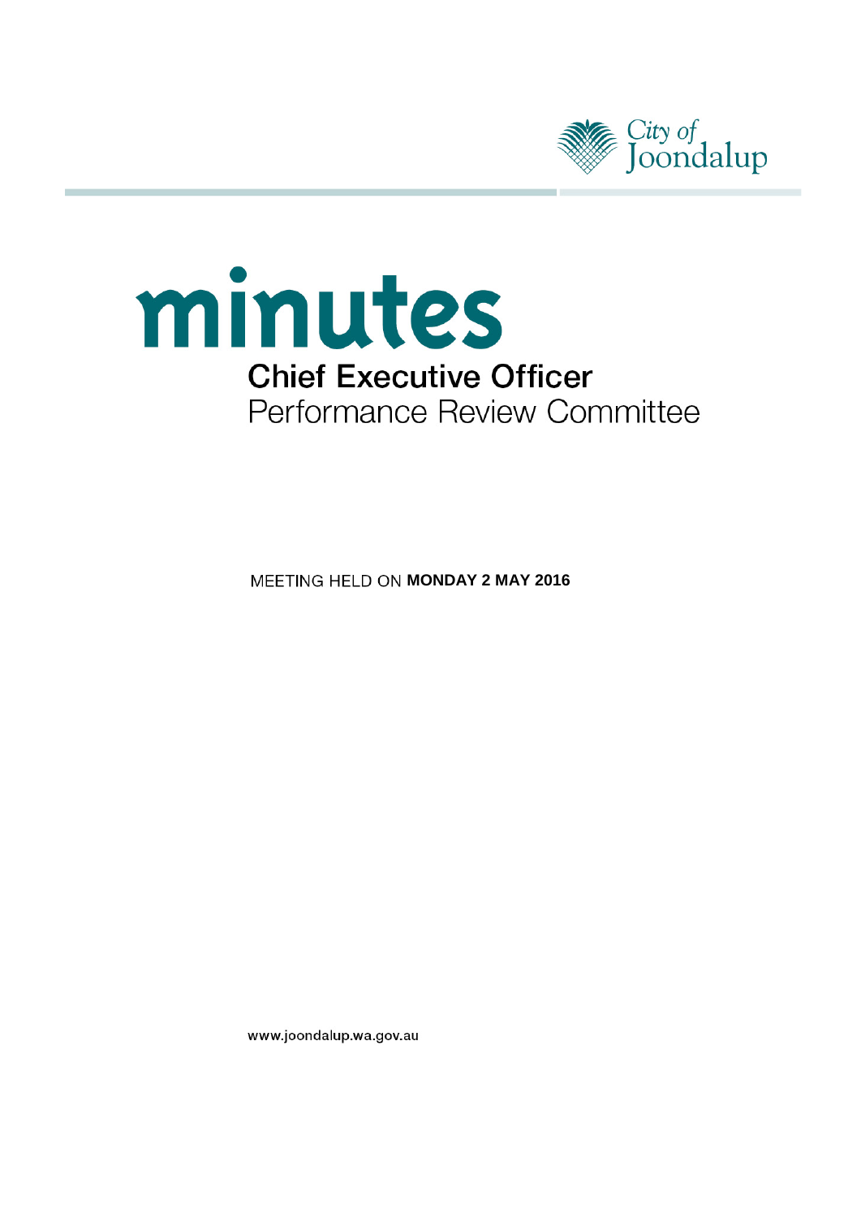City of Joondalup

# minutes

## Chief Executive Officer

Performance Review Committee

MEETING HELD ON **MONDAY 2 MAY 2016**

www.joondalup.wa.gov.au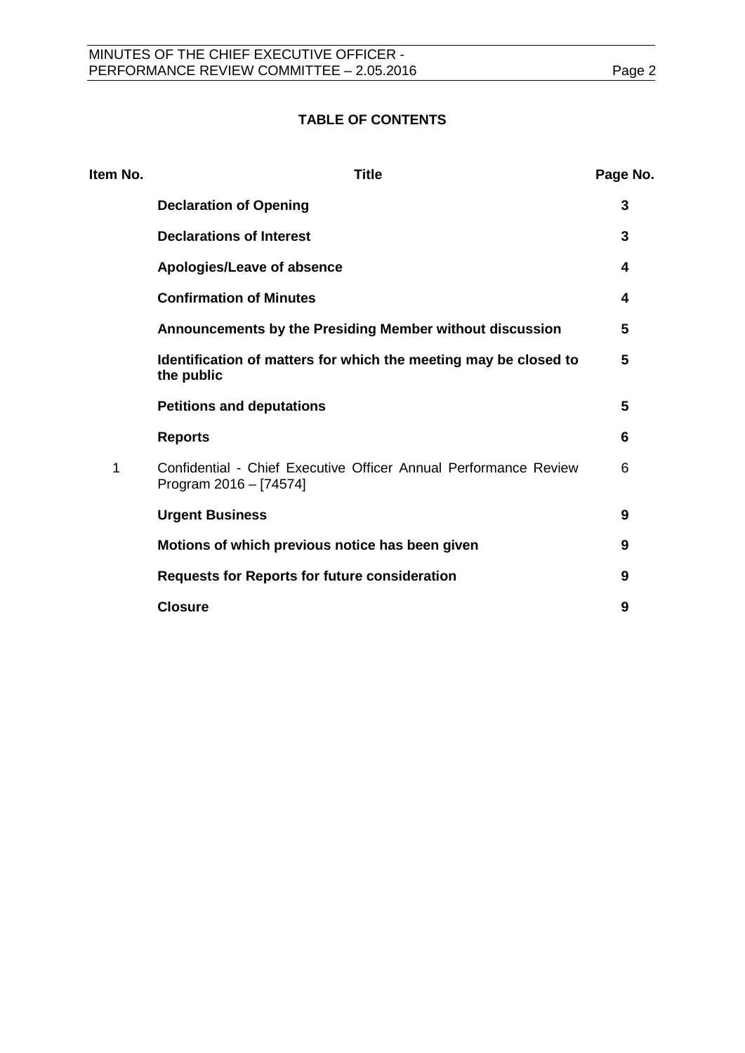**TABLE OF CONTENTS**

| Item No. | Title | Page No. |
|---|---|---|
| | **Declaration of Opening** | **3** |
| | **Declarations of Interest** | **3** |
| | **Apologies/Leave of absence** | **4** |
| | **Confirmation of Minutes** | **4** |
| | **Announcements by the Presiding Member without discussion** | **5** |
| | **Identification of matters for which the meeting may be closed to the public** | **5** |
| | **Petitions and deputations** | **5** |
| | **Reports** | **6** |
| 1 | Confidential - Chief Executive Officer Annual Performance Review Program 2016 – [74574] | 6 |
| | **Urgent Business** | **9** |
| | **Motions of which previous notice has been given** | **9** |
| | **Requests for Reports for future consideration** | **9** |
| | **Closure** | **9** |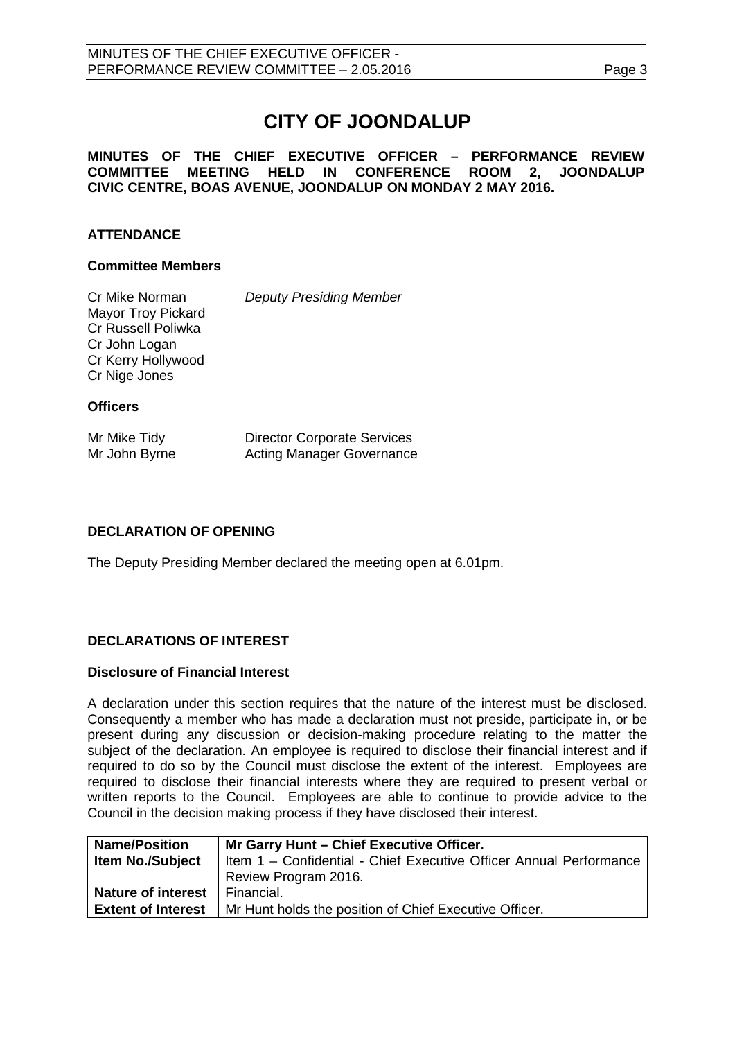# CITY OF JOONDALUP

**MINUTES OF THE CHIEF EXECUTIVE OFFICER – PERFORMANCE REVIEW COMMITTEE MEETING HELD IN CONFERENCE ROOM 2, JOONDALUP CIVIC CENTRE, BOAS AVENUE, JOONDALUP ON MONDAY 2 MAY 2016.**

## ATTENDANCE

### Committee Members

| | |
|---|---|
| Cr Mike Norman | *Deputy Presiding Member* |
| Mayor Troy Pickard | |
| Cr Russell Poliwka | |
| Cr John Logan | |
| Cr Kerry Hollywood | |
| Cr Nige Jones | |

### Officers

| | |
|---|---|
| Mr Mike Tidy | Director Corporate Services |
| Mr John Byrne | Acting Manager Governance |

## DECLARATION OF OPENING

The Deputy Presiding Member declared the meeting open at 6.01pm.

## DECLARATIONS OF INTEREST

### Disclosure of Financial Interest

A declaration under this section requires that the nature of the interest must be disclosed. Consequently a member who has made a declaration must not preside, participate in, or be present during any discussion or decision-making procedure relating to the matter the subject of the declaration. An employee is required to disclose their financial interest and if required to do so by the Council must disclose the extent of the interest. Employees are required to disclose their financial interests where they are required to present verbal or written reports to the Council. Employees are able to continue to provide advice to the Council in the decision making process if they have disclosed their interest.

| **Name/Position** | **Mr Garry Hunt – Chief Executive Officer.** |
|---|---|
| **Item No./Subject** | Item 1 – Confidential - Chief Executive Officer Annual Performance Review Program 2016. |
| **Nature of interest** | Financial. |
| **Extent of Interest** | Mr Hunt holds the position of Chief Executive Officer. |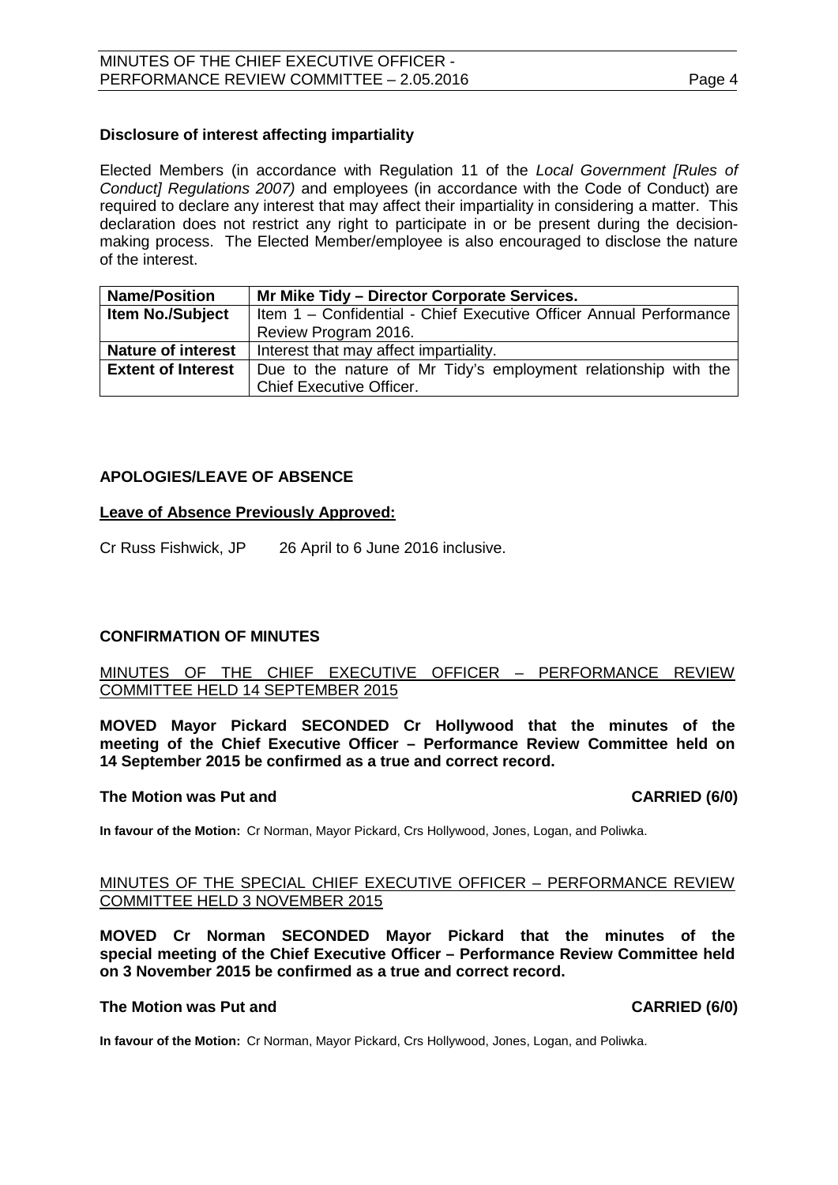### Disclosure of interest affecting impartiality

Elected Members (in accordance with Regulation 11 of the *Local Government [Rules of Conduct] Regulations 2007)* and employees (in accordance with the Code of Conduct) are required to declare any interest that may affect their impartiality in considering a matter. This declaration does not restrict any right to participate in or be present during the decision-making process. The Elected Member/employee is also encouraged to disclose the nature of the interest.

| **Name/Position** | **Mr Mike Tidy – Director Corporate Services.** |
|---|---|
| **Item No./Subject** | Item 1 – Confidential - Chief Executive Officer Annual Performance Review Program 2016. |
| **Nature of interest** | Interest that may affect impartiality. |
| **Extent of Interest** | Due to the nature of Mr Tidy's employment relationship with the Chief Executive Officer. |

## APOLOGIES/LEAVE OF ABSENCE

**Leave of Absence Previously Approved:**

Cr Russ Fishwick, JP 26 April to 6 June 2016 inclusive.

## CONFIRMATION OF MINUTES

MINUTES OF THE CHIEF EXECUTIVE OFFICER – PERFORMANCE REVIEW COMMITTEE HELD 14 SEPTEMBER 2015

**MOVED Mayor Pickard SECONDED Cr Hollywood that the minutes of the meeting of the Chief Executive Officer – Performance Review Committee held on 14 September 2015 be confirmed as a true and correct record.**

**The Motion was Put and CARRIED (6/0)**

**In favour of the Motion:** Cr Norman, Mayor Pickard, Crs Hollywood, Jones, Logan, and Poliwka.

MINUTES OF THE SPECIAL CHIEF EXECUTIVE OFFICER – PERFORMANCE REVIEW COMMITTEE HELD 3 NOVEMBER 2015

**MOVED Cr Norman SECONDED Mayor Pickard that the minutes of the special meeting of the Chief Executive Officer – Performance Review Committee held on 3 November 2015 be confirmed as a true and correct record.**

**The Motion was Put and CARRIED (6/0)**

**In favour of the Motion:** Cr Norman, Mayor Pickard, Crs Hollywood, Jones, Logan, and Poliwka.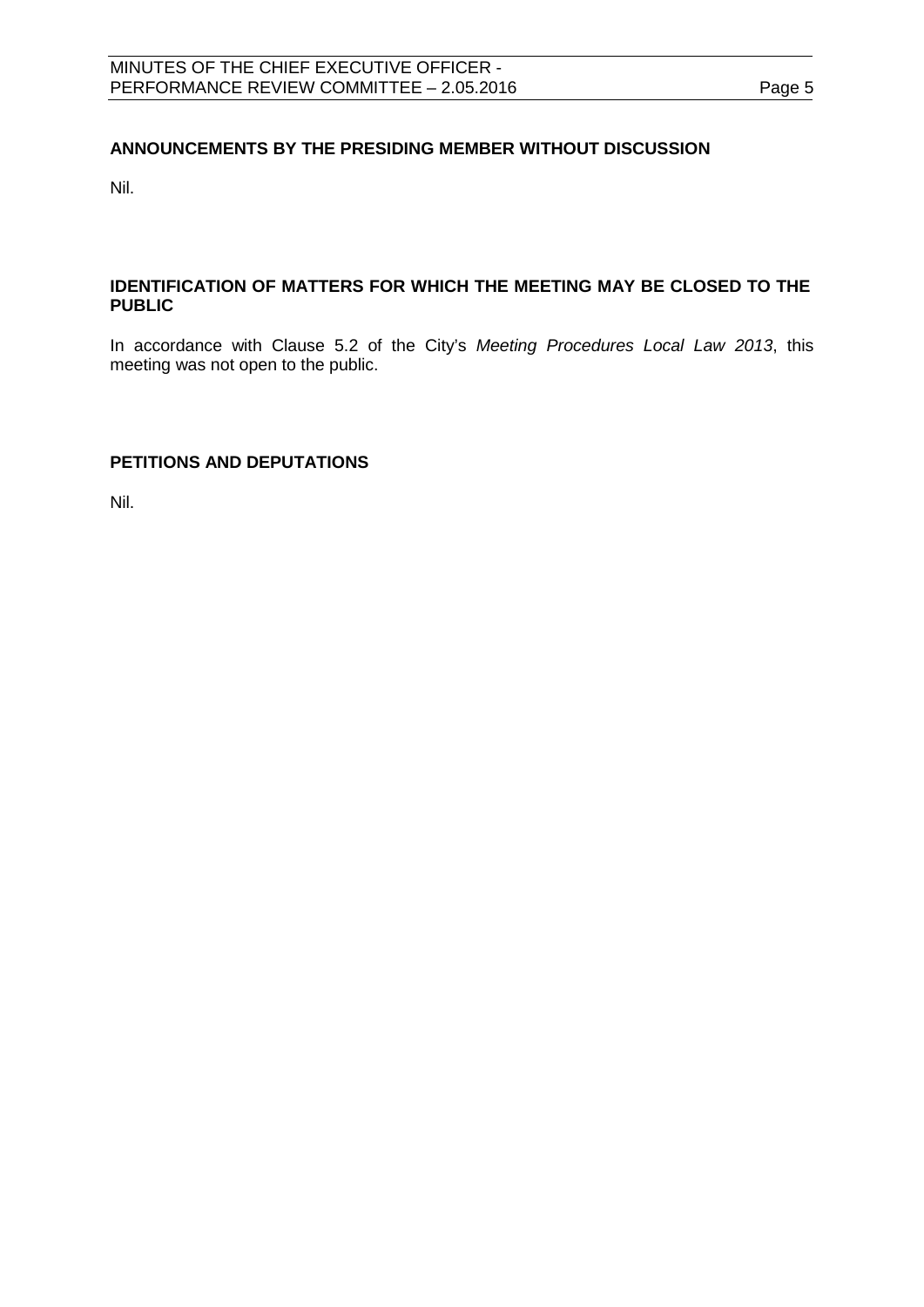## ANNOUNCEMENTS BY THE PRESIDING MEMBER WITHOUT DISCUSSION

Nil.

## IDENTIFICATION OF MATTERS FOR WHICH THE MEETING MAY BE CLOSED TO THE PUBLIC

In accordance with Clause 5.2 of the City's *Meeting Procedures Local Law 2013*, this meeting was not open to the public.

## PETITIONS AND DEPUTATIONS

Nil.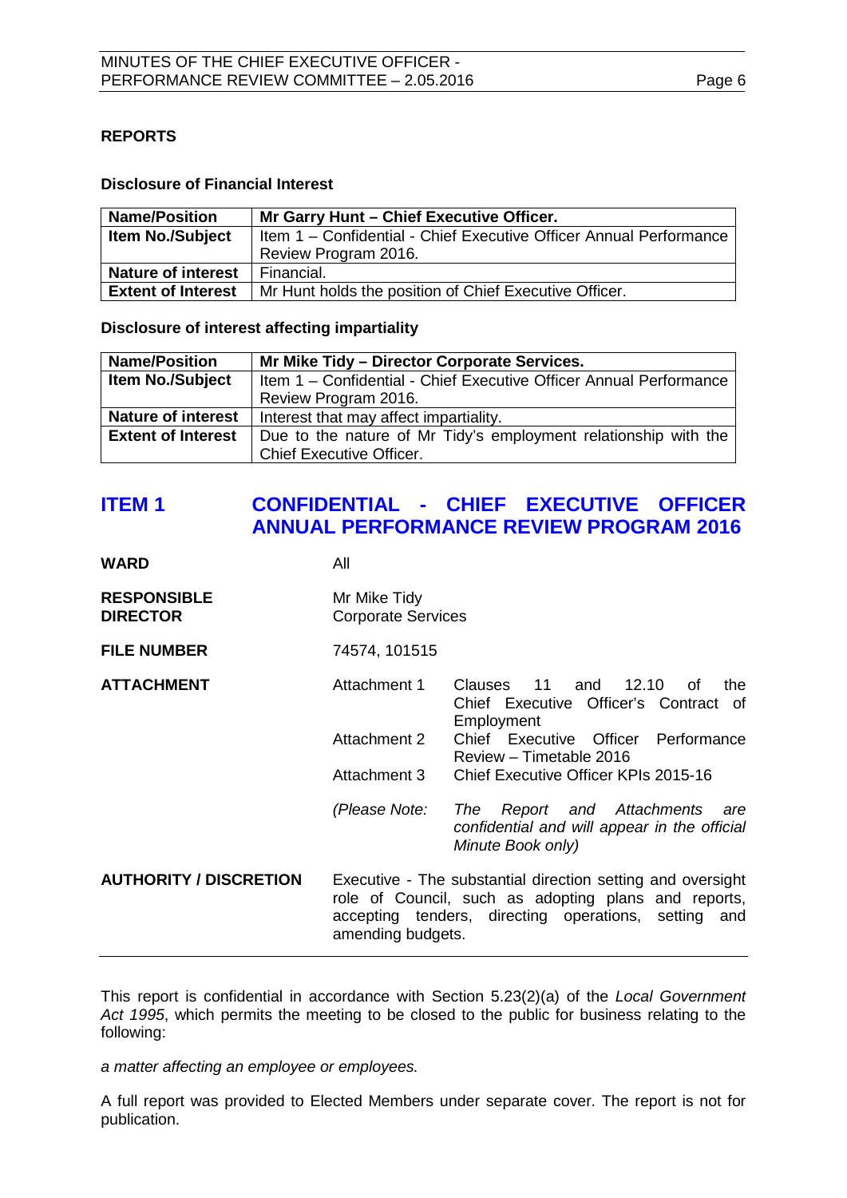**REPORTS**

**Disclosure of Financial Interest**

| Name/Position | Mr Garry Hunt – Chief Executive Officer. |
|---|---|
| Item No./Subject | Item 1 – Confidential - Chief Executive Officer Annual Performance Review Program 2016. |
| Nature of interest | Financial. |
| Extent of Interest | Mr Hunt holds the position of Chief Executive Officer. |

**Disclosure of interest affecting impartiality**

| Name/Position | Mr Mike Tidy – Director Corporate Services. |
|---|---|
| Item No./Subject | Item 1 – Confidential - Chief Executive Officer Annual Performance Review Program 2016. |
| Nature of interest | Interest that may affect impartiality. |
| Extent of Interest | Due to the nature of Mr Tidy's employment relationship with the Chief Executive Officer. |

## ITEM 1 CONFIDENTIAL - CHIEF EXECUTIVE OFFICER ANNUAL PERFORMANCE REVIEW PROGRAM 2016

**WARD** All

**RESPONSIBLE DIRECTOR** Mr Mike Tidy, Corporate Services

**FILE NUMBER** 74574, 101515

**ATTACHMENT**

Attachment 1 Clauses 11 and 12.10 of the Chief Executive Officer's Contract of Employment

Attachment 2 Chief Executive Officer Performance Review – Timetable 2016

Attachment 3 Chief Executive Officer KPIs 2015-16

*(Please Note: The Report and Attachments are confidential and will appear in the official Minute Book only)*

**AUTHORITY / DISCRETION** Executive - The substantial direction setting and oversight role of Council, such as adopting plans and reports, accepting tenders, directing operations, setting and amending budgets.

---

This report is confidential in accordance with Section 5.23(2)(a) of the *Local Government Act 1995*, which permits the meeting to be closed to the public for business relating to the following:

*a matter affecting an employee or employees.*

A full report was provided to Elected Members under separate cover. The report is not for publication.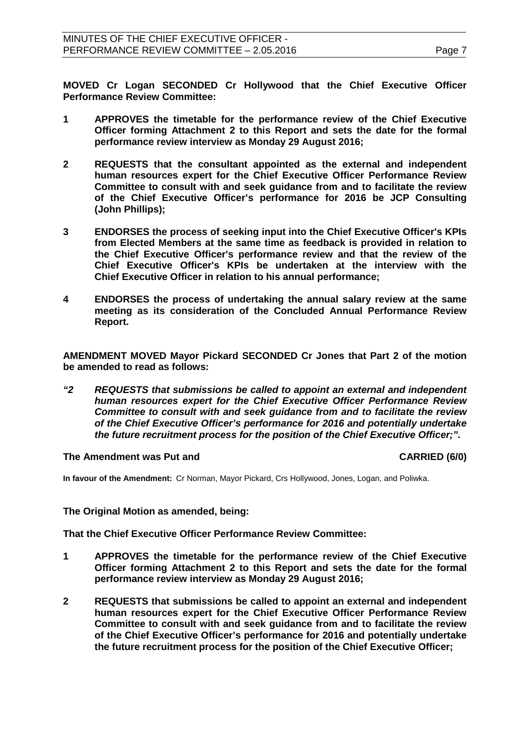**MOVED Cr Logan SECONDED Cr Hollywood that the Chief Executive Officer Performance Review Committee:**

**1 APPROVES the timetable for the performance review of the Chief Executive Officer forming Attachment 2 to this Report and sets the date for the formal performance review interview as Monday 29 August 2016;**

**2 REQUESTS that the consultant appointed as the external and independent human resources expert for the Chief Executive Officer Performance Review Committee to consult with and seek guidance from and to facilitate the review of the Chief Executive Officer's performance for 2016 be JCP Consulting (John Phillips);**

**3 ENDORSES the process of seeking input into the Chief Executive Officer's KPIs from Elected Members at the same time as feedback is provided in relation to the Chief Executive Officer's performance review and that the review of the Chief Executive Officer's KPIs be undertaken at the interview with the Chief Executive Officer in relation to his annual performance;**

**4 ENDORSES the process of undertaking the annual salary review at the same meeting as its consideration of the Concluded Annual Performance Review Report.**

**AMENDMENT MOVED Mayor Pickard SECONDED Cr Jones that Part 2 of the motion be amended to read as follows:**

***"2 REQUESTS that submissions be called to appoint an external and independent human resources expert for the Chief Executive Officer Performance Review Committee to consult with and seek guidance from and to facilitate the review of the Chief Executive Officer's performance for 2016 and potentially undertake the future recruitment process for the position of the Chief Executive Officer;".***

**The Amendment was Put and CARRIED (6/0)**

**In favour of the Amendment:** Cr Norman, Mayor Pickard, Crs Hollywood, Jones, Logan, and Poliwka.

**The Original Motion as amended, being:**

**That the Chief Executive Officer Performance Review Committee:**

**1 APPROVES the timetable for the performance review of the Chief Executive Officer forming Attachment 2 to this Report and sets the date for the formal performance review interview as Monday 29 August 2016;**

**2 REQUESTS that submissions be called to appoint an external and independent human resources expert for the Chief Executive Officer Performance Review Committee to consult with and seek guidance from and to facilitate the review of the Chief Executive Officer's performance for 2016 and potentially undertake the future recruitment process for the position of the Chief Executive Officer;**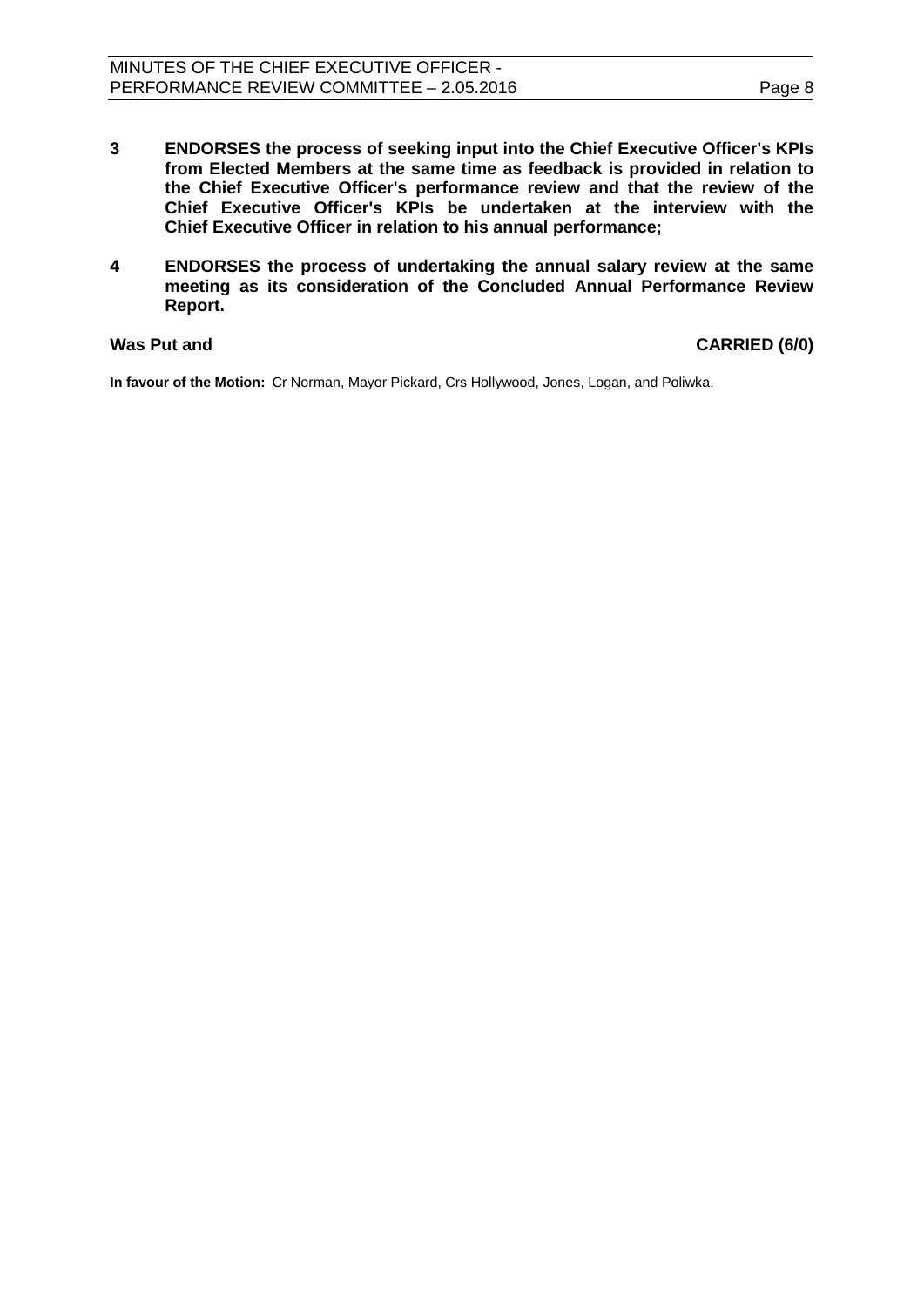**3 ENDORSES the process of seeking input into the Chief Executive Officer's KPIs from Elected Members at the same time as feedback is provided in relation to the Chief Executive Officer's performance review and that the review of the Chief Executive Officer's KPIs be undertaken at the interview with the Chief Executive Officer in relation to his annual performance;**

**4 ENDORSES the process of undertaking the annual salary review at the same meeting as its consideration of the Concluded Annual Performance Review Report.**

**Was Put and CARRIED (6/0)**

**In favour of the Motion:** Cr Norman, Mayor Pickard, Crs Hollywood, Jones, Logan, and Poliwka.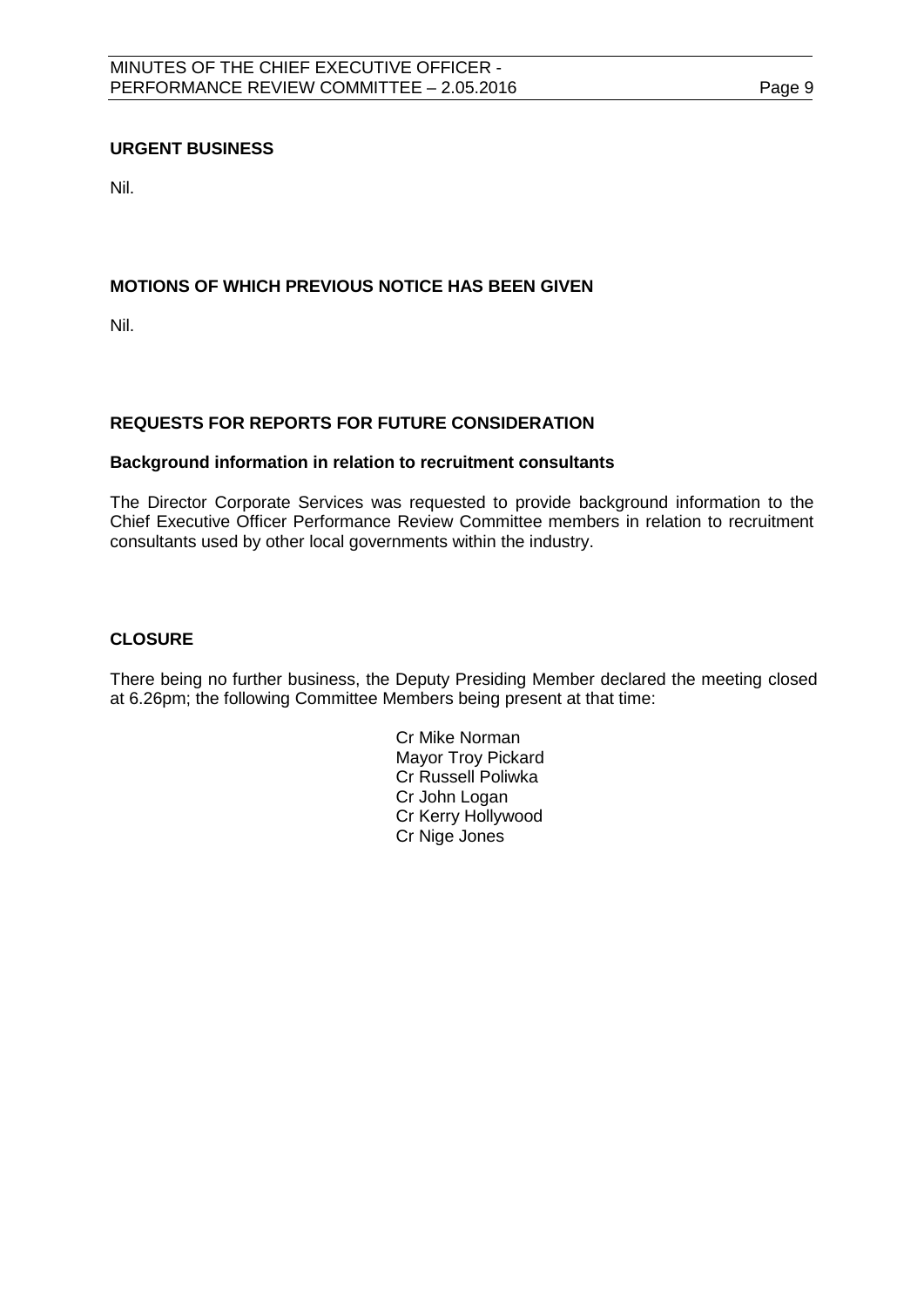## URGENT BUSINESS

Nil.

## MOTIONS OF WHICH PREVIOUS NOTICE HAS BEEN GIVEN

Nil.

## REQUESTS FOR REPORTS FOR FUTURE CONSIDERATION

### Background information in relation to recruitment consultants

The Director Corporate Services was requested to provide background information to the Chief Executive Officer Performance Review Committee members in relation to recruitment consultants used by other local governments within the industry.

## CLOSURE

There being no further business, the Deputy Presiding Member declared the meeting closed at 6.26pm; the following Committee Members being present at that time:

Cr Mike Norman
Mayor Troy Pickard
Cr Russell Poliwka
Cr John Logan
Cr Kerry Hollywood
Cr Nige Jones